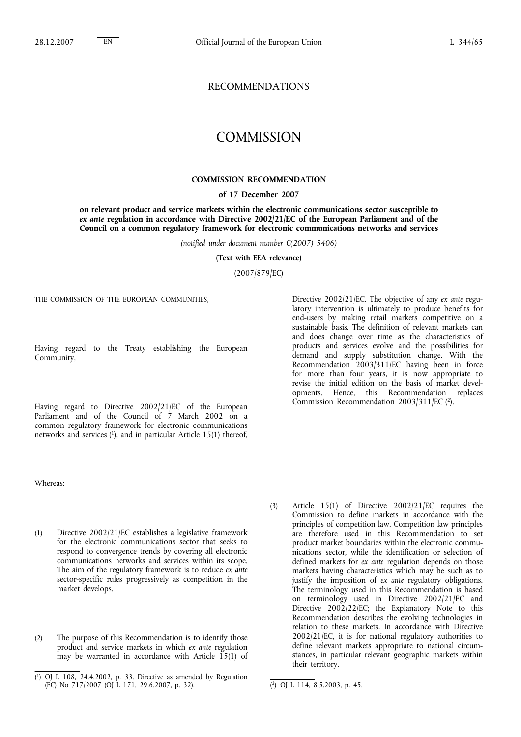# RECOMMENDATIONS

# COMMISSION

## COMMISSION RECOMMENDATION

**of 17 December 2007**

**on relevant product and service markets within the electronic communications sector susceptible to *ex ante* regulation in accordance with Directive 2002/21/EC of the European Parliament and of the Council on a common regulatory framework for electronic communications networks and services**

*(notified under document number C(2007) 5406)*

**(Text with EEA relevance)**

(2007/879/EC)

THE COMMISSION OF THE EUROPEAN COMMUNITIES,

Having regard to the Treaty establishing the European Community,

Having regard to Directive 2002/21/EC of the European Parliament and of the Council of 7 March 2002 on a common regulatory framework for electronic communications networks and services [1], and in particular Article 15(1) thereof,

Whereas:

(1) Directive 2002/21/EC establishes a legislative framework for the electronic communications sector that seeks to respond to convergence trends by covering all electronic communications networks and services within its scope. The aim of the regulatory framework is to reduce *ex ante* sector-specific rules progressively as competition in the market develops.

(2) The purpose of this Recommendation is to identify those product and service markets in which *ex ante* regulation may be warranted in accordance with Article 15(1) of Directive 2002/21/EC. The objective of any *ex ante* regulatory intervention is ultimately to produce benefits for end-users by making retail markets competitive on a sustainable basis. The definition of relevant markets can and does change over time as the characteristics of products and services evolve and the possibilities for demand and supply substitution change. With the Recommendation 2003/311/EC having been in force for more than four years, it is now appropriate to revise the initial edition on the basis of market developments. Hence, this Recommendation replaces Commission Recommendation 2003/311/EC [2].

(3) Article 15(1) of Directive 2002/21/EC requires the Commission to define markets in accordance with the principles of competition law. Competition law principles are therefore used in this Recommendation to set product market boundaries within the electronic communications sector, while the identification or selection of defined markets for *ex ante* regulation depends on those markets having characteristics which may be such as to justify the imposition of *ex ante* regulatory obligations. The terminology used in this Recommendation is based on terminology used in Directive 2002/21/EC and Directive 2002/22/EC; the Explanatory Note to this Recommendation describes the evolving technologies in relation to these markets. In accordance with Directive 2002/21/EC, it is for national regulatory authorities to define relevant markets appropriate to national circumstances, in particular relevant geographic markets within their territory.

---

[1] OJ L 108, 24.4.2002, p. 33. Directive as amended by Regulation (EC) No 717/2007 (OJ L 171, 29.6.2007, p. 32).

[2] OJ L 114, 8.5.2003, p. 45.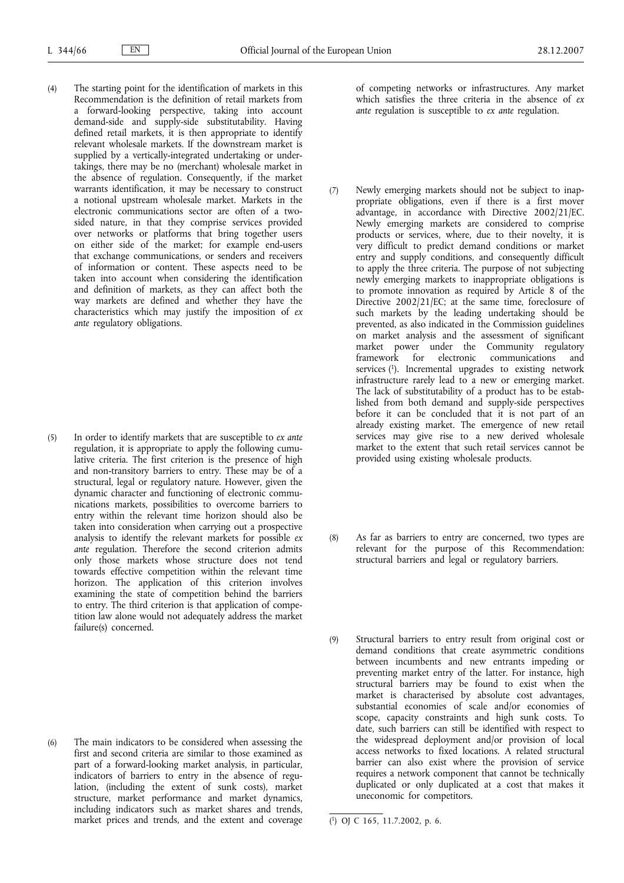(4) The starting point for the identification of markets in this Recommendation is the definition of retail markets from a forward-looking perspective, taking into account demand-side and supply-side substitutability. Having defined retail markets, it is then appropriate to identify relevant wholesale markets. If the downstream market is supplied by a vertically-integrated undertaking or undertakings, there may be no (merchant) wholesale market in the absence of regulation. Consequently, if the market warrants identification, it may be necessary to construct a notional upstream wholesale market. Markets in the electronic communications sector are often of a two-sided nature, in that they comprise services provided over networks or platforms that bring together users on either side of the market; for example end-users that exchange communications, or senders and receivers of information or content. These aspects need to be taken into account when considering the identification and definition of markets, as they can affect both the way markets are defined and whether they have the characteristics which may justify the imposition of *ex ante* regulatory obligations.

(5) In order to identify markets that are susceptible to *ex ante* regulation, it is appropriate to apply the following cumulative criteria. The first criterion is the presence of high and non-transitory barriers to entry. These may be of a structural, legal or regulatory nature. However, given the dynamic character and functioning of electronic communications markets, possibilities to overcome barriers to entry within the relevant time horizon should also be taken into consideration when carrying out a prospective analysis to identify the relevant markets for possible *ex ante* regulation. Therefore the second criterion admits only those markets whose structure does not tend towards effective competition within the relevant time horizon. The application of this criterion involves examining the state of competition behind the barriers to entry. The third criterion is that application of competition law alone would not adequately address the market failure(s) concerned.

(6) The main indicators to be considered when assessing the first and second criteria are similar to those examined as part of a forward-looking market analysis, in particular, indicators of barriers to entry in the absence of regulation, (including the extent of sunk costs), market structure, market performance and market dynamics, including indicators such as market shares and trends, market prices and trends, and the extent and coverage of competing networks or infrastructures. Any market which satisfies the three criteria in the absence of *ex ante* regulation is susceptible to *ex ante* regulation.

(7) Newly emerging markets should not be subject to inappropriate obligations, even if there is a first mover advantage, in accordance with Directive 2002/21/EC. Newly emerging markets are considered to comprise products or services, where, due to their novelty, it is very difficult to predict demand conditions or market entry and supply conditions, and consequently difficult to apply the three criteria. The purpose of not subjecting newly emerging markets to inappropriate obligations is to promote innovation as required by Article 8 of the Directive 2002/21/EC; at the same time, foreclosure of such markets by the leading undertaking should be prevented, as also indicated in the Commission guidelines on market analysis and the assessment of significant market power under the Community regulatory framework for electronic communications and services [1]. Incremental upgrades to existing network infrastructure rarely lead to a new or emerging market. The lack of substitutability of a product has to be established from both demand and supply-side perspectives before it can be concluded that it is not part of an already existing market. The emergence of new retail services may give rise to a new derived wholesale market to the extent that such retail services cannot be provided using existing wholesale products.

(8) As far as barriers to entry are concerned, two types are relevant for the purpose of this Recommendation: structural barriers and legal or regulatory barriers.

(9) Structural barriers to entry result from original cost or demand conditions that create asymmetric conditions between incumbents and new entrants impeding or preventing market entry of the latter. For instance, high structural barriers may be found to exist when the market is characterised by absolute cost advantages, substantial economies of scale and/or economies of scope, capacity constraints and high sunk costs. To date, such barriers can still be identified with respect to the widespread deployment and/or provision of local access networks to fixed locations. A related structural barrier can also exist where the provision of service requires a network component that cannot be technically duplicated or only duplicated at a cost that makes it uneconomic for competitors.

---

[1] OJ C 165, 11.7.2002, p. 6.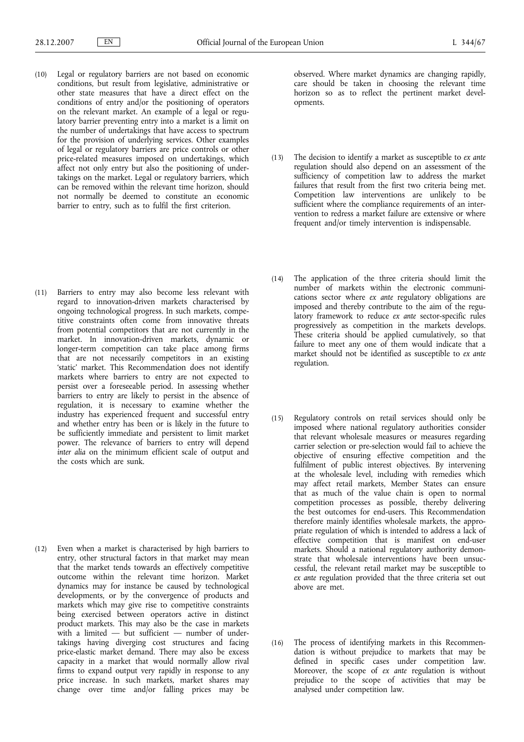(10) Legal or regulatory barriers are not based on economic conditions, but result from legislative, administrative or other state measures that have a direct effect on the conditions of entry and/or the positioning of operators on the relevant market. An example of a legal or regulatory barrier preventing entry into a market is a limit on the number of undertakings that have access to spectrum for the provision of underlying services. Other examples of legal or regulatory barriers are price controls or other price-related measures imposed on undertakings, which affect not only entry but also the positioning of undertakings on the market. Legal or regulatory barriers, which can be removed within the relevant time horizon, should not normally be deemed to constitute an economic barrier to entry, such as to fulfil the first criterion.

(11) Barriers to entry may also become less relevant with regard to innovation-driven markets characterised by ongoing technological progress. In such markets, competitive constraints often come from innovative threats from potential competitors that are not currently in the market. In innovation-driven markets, dynamic or longer-term competition can take place among firms that are not necessarily competitors in an existing 'static' market. This Recommendation does not identify markets where barriers to entry are not expected to persist over a foreseeable period. In assessing whether barriers to entry are likely to persist in the absence of regulation, it is necessary to examine whether the industry has experienced frequent and successful entry and whether entry has been or is likely in the future to be sufficiently immediate and persistent to limit market power. The relevance of barriers to entry will depend *inter alia* on the minimum efficient scale of output and the costs which are sunk.

(12) Even when a market is characterised by high barriers to entry, other structural factors in that market may mean that the market tends towards an effectively competitive outcome within the relevant time horizon. Market dynamics may for instance be caused by technological developments, or by the convergence of products and markets which may give rise to competitive constraints being exercised between operators active in distinct product markets. This may also be the case in markets with a limited — but sufficient — number of undertakings having diverging cost structures and facing price-elastic market demand. There may also be excess capacity in a market that would normally allow rival firms to expand output very rapidly in response to any price increase. In such markets, market shares may change over time and/or falling prices may be observed. Where market dynamics are changing rapidly, care should be taken in choosing the relevant time horizon so as to reflect the pertinent market developments.

(13) The decision to identify a market as susceptible to *ex ante* regulation should also depend on an assessment of the sufficiency of competition law to address the market failures that result from the first two criteria being met. Competition law interventions are unlikely to be sufficient where the compliance requirements of an intervention to redress a market failure are extensive or where frequent and/or timely intervention is indispensable.

(14) The application of the three criteria should limit the number of markets within the electronic communications sector where *ex ante* regulatory obligations are imposed and thereby contribute to the aim of the regulatory framework to reduce *ex ante* sector-specific rules progressively as competition in the markets develops. These criteria should be applied cumulatively, so that failure to meet any one of them would indicate that a market should not be identified as susceptible to *ex ante* regulation.

(15) Regulatory controls on retail services should only be imposed where national regulatory authorities consider that relevant wholesale measures or measures regarding carrier selection or pre-selection would fail to achieve the objective of ensuring effective competition and the fulfilment of public interest objectives. By intervening at the wholesale level, including with remedies which may affect retail markets, Member States can ensure that as much of the value chain is open to normal competition processes as possible, thereby delivering the best outcomes for end-users. This Recommendation therefore mainly identifies wholesale markets, the appropriate regulation of which is intended to address a lack of effective competition that is manifest on end-user markets. Should a national regulatory authority demonstrate that wholesale interventions have been unsuccessful, the relevant retail market may be susceptible to *ex ante* regulation provided that the three criteria set out above are met.

(16) The process of identifying markets in this Recommendation is without prejudice to markets that may be defined in specific cases under competition law. Moreover, the scope of *ex ante* regulation is without prejudice to the scope of activities that may be analysed under competition law.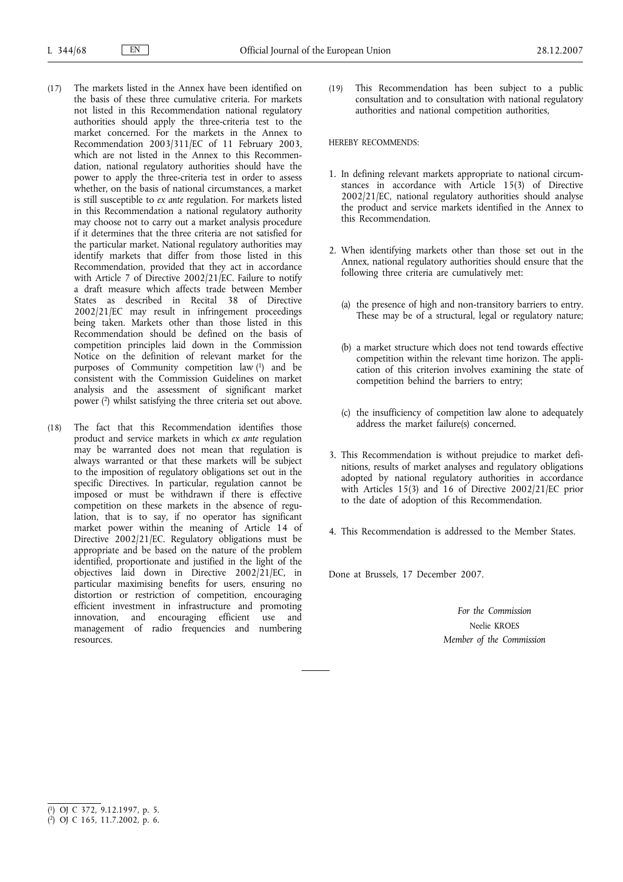(17) The markets listed in the Annex have been identified on the basis of these three cumulative criteria. For markets not listed in this Recommendation national regulatory authorities should apply the three-criteria test to the market concerned. For the markets in the Annex to Recommendation 2003/311/EC of 11 February 2003, which are not listed in the Annex to this Recommendation, national regulatory authorities should have the power to apply the three-criteria test in order to assess whether, on the basis of national circumstances, a market is still susceptible to *ex ante* regulation. For markets listed in this Recommendation a national regulatory authority may choose not to carry out a market analysis procedure if it determines that the three criteria are not satisfied for the particular market. National regulatory authorities may identify markets that differ from those listed in this Recommendation, provided that they act in accordance with Article 7 of Directive 2002/21/EC. Failure to notify a draft measure which affects trade between Member States as described in Recital 38 of Directive 2002/21/EC may result in infringement proceedings being taken. Markets other than those listed in this Recommendation should be defined on the basis of competition principles laid down in the Commission Notice on the definition of relevant market for the purposes of Community competition law [1] and be consistent with the Commission Guidelines on market analysis and the assessment of significant market power [2] whilst satisfying the three criteria set out above.

(18) The fact that this Recommendation identifies those product and service markets in which *ex ante* regulation may be warranted does not mean that regulation is always warranted or that these markets will be subject to the imposition of regulatory obligations set out in the specific Directives. In particular, regulation cannot be imposed or must be withdrawn if there is effective competition on these markets in the absence of regulation, that is to say, if no operator has significant market power within the meaning of Article 14 of Directive 2002/21/EC. Regulatory obligations must be appropriate and be based on the nature of the problem identified, proportionate and justified in the light of the objectives laid down in Directive 2002/21/EC, in particular maximising benefits for users, ensuring no distortion or restriction of competition, encouraging efficient investment in infrastructure and promoting innovation, and encouraging efficient use and management of radio frequencies and numbering resources.

(19) This Recommendation has been subject to a public consultation and to consultation with national regulatory authorities and national competition authorities,

HEREBY RECOMMENDS:

1. In defining relevant markets appropriate to national circumstances in accordance with Article 15(3) of Directive 2002/21/EC, national regulatory authorities should analyse the product and service markets identified in the Annex to this Recommendation.

2. When identifying markets other than those set out in the Annex, national regulatory authorities should ensure that the following three criteria are cumulatively met:

   (a) the presence of high and non-transitory barriers to entry. These may be of a structural, legal or regulatory nature;

   (b) a market structure which does not tend towards effective competition within the relevant time horizon. The application of this criterion involves examining the state of competition behind the barriers to entry;

   (c) the insufficiency of competition law alone to adequately address the market failure(s) concerned.

3. This Recommendation is without prejudice to market definitions, results of market analyses and regulatory obligations adopted by national regulatory authorities in accordance with Articles 15(3) and 16 of Directive 2002/21/EC prior to the date of adoption of this Recommendation.

4. This Recommendation is addressed to the Member States.

Done at Brussels, 17 December 2007.

*For the Commission*

Neelie KROES

*Member of the Commission*

---

[1] OJ C 372, 9.12.1997, p. 5.

[2] OJ C 165, 11.7.2002, p. 6.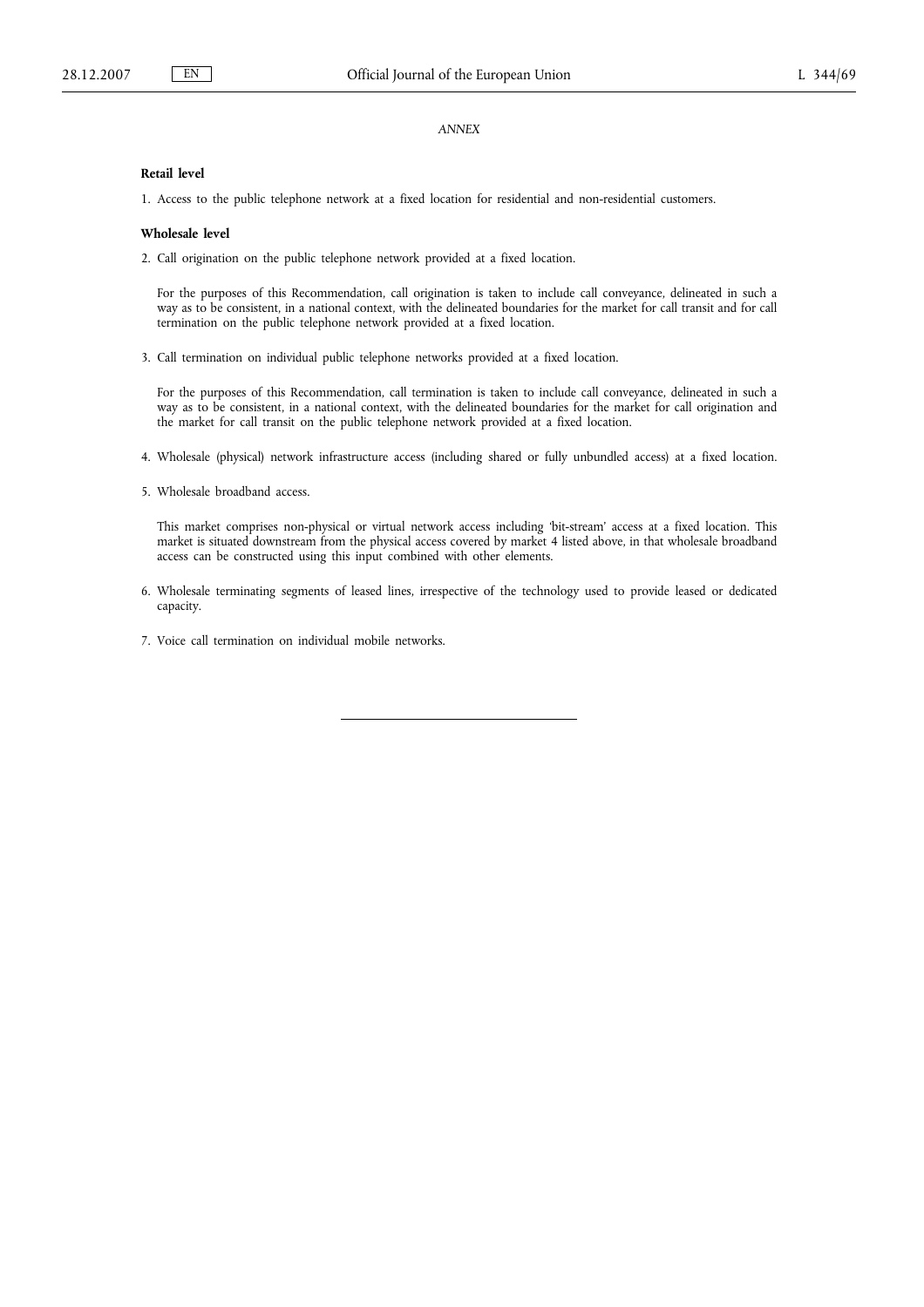*ANNEX*

**Retail level**

1. Access to the public telephone network at a fixed location for residential and non-residential customers.

**Wholesale level**

2. Call origination on the public telephone network provided at a fixed location.

   For the purposes of this Recommendation, call origination is taken to include call conveyance, delineated in such a way as to be consistent, in a national context, with the delineated boundaries for the market for call transit and for call termination on the public telephone network provided at a fixed location.

3. Call termination on individual public telephone networks provided at a fixed location.

   For the purposes of this Recommendation, call termination is taken to include call conveyance, delineated in such a way as to be consistent, in a national context, with the delineated boundaries for the market for call origination and the market for call transit on the public telephone network provided at a fixed location.

4. Wholesale (physical) network infrastructure access (including shared or fully unbundled access) at a fixed location.

5. Wholesale broadband access.

   This market comprises non-physical or virtual network access including 'bit-stream' access at a fixed location. This market is situated downstream from the physical access covered by market 4 listed above, in that wholesale broadband access can be constructed using this input combined with other elements.

6. Wholesale terminating segments of leased lines, irrespective of the technology used to provide leased or dedicated capacity.

7. Voice call termination on individual mobile networks.